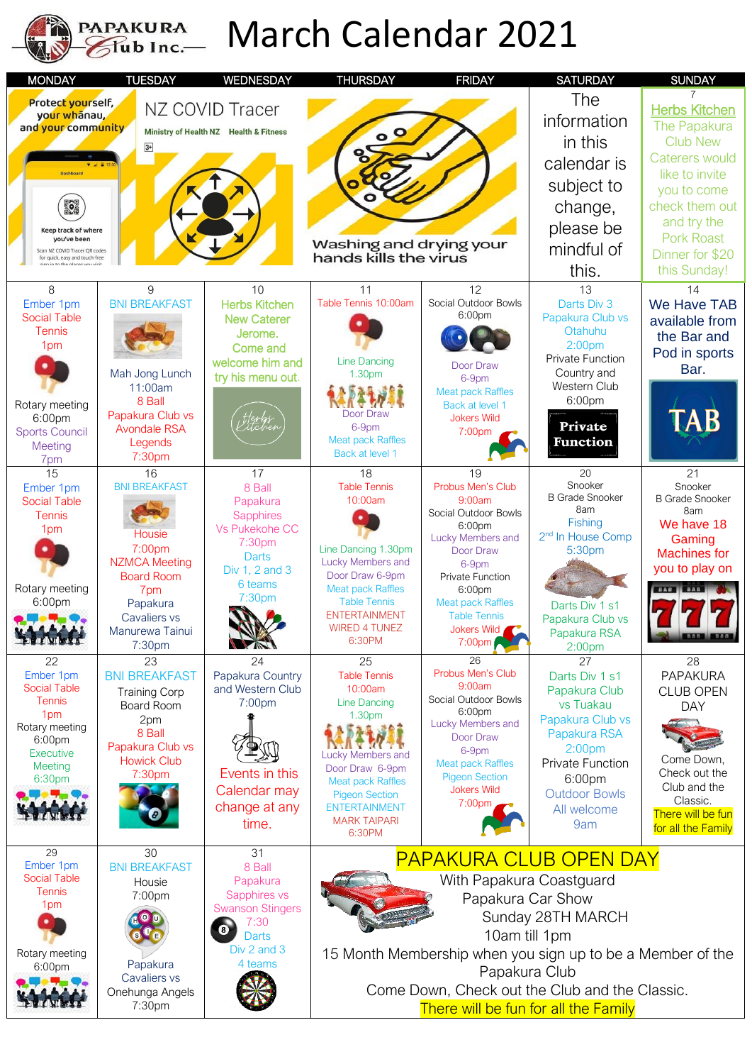# PAPAKURA Club Inc.

# March Calendar 2021

| MONDAY | TUESDAY | WEDNESDAY | THURSDAY | FRIDAY | SATURDAY | SUNDAY |
|---|---|---|---|---|---|---|
| Protect yourself, your whānau, and your community | NZ COVID Tracer Ministry of Health NZ Health & Fitness | | Washing and drying your hands kills the virus | | The information in this calendar is subject to change, please be mindful of this. | 7 Herbs Kitchen The Papakura Club New Caterers would like to invite you to come check them out and try the Pork Roast Dinner for $20 this Sunday! |
| 8 Ember 1pm Social Table Tennis 1pm Rotary meeting 6:00pm Sports Council Meeting 7pm | 9 BNI BREAKFAST Mah Jong Lunch 11:00am 8 Ball Papakura Club vs Avondale RSA Legends 7:30pm | 10 Herbs Kitchen New Caterer Jerome. Come and welcome him and try his menu out. | 11 Table Tennis 10:00am Line Dancing 1.30pm Door Draw 6-9pm Meat pack Raffles Back at level 1 | 12 Social Outdoor Bowls 6:00pm Door Draw 6-9pm Meat pack Raffles Back at level 1 Jokers Wild 7:00pm | 13 Darts Div 3 Papakura Club vs Otahuhu 2:00pm Private Function Country and Western Club 6:00pm Private Function | 14 We Have TAB available from the Bar and Pod in sports Bar. TAB |
| 15 Ember 1pm Social Table Tennis 1pm Rotary meeting 6:00pm | 16 BNI BREAKFAST Housie 7:00pm NZMCA Meeting Board Room 7pm Papakura Cavaliers vs Manurewa Tainui 7:30pm | 17 8 Ball Papakura Sapphires Vs Pukekohe CC 7:30pm Darts Div 1, 2 and 3 6 teams 7:30pm | 18 Table Tennis 10:00am Line Dancing 1.30pm Lucky Members and Door Draw 6-9pm Meat pack Raffles Table Tennis ENTERTAINMENT WIRED 4 TUNEZ 6:30PM | 19 Probus Men's Club 9:00am Social Outdoor Bowls 6:00pm Lucky Members and Door Draw 6-9pm Private Function 6:00pm Meat pack Raffles Table Tennis Jokers Wild 7:00pm | 20 Snooker B Grade Snooker 8am Fishing 2nd In House Comp 5:30pm Darts Div 1 s1 Papakura Club vs Papakura RSA 2:00pm | 21 Snooker B Grade Snooker 8am We have 18 Gaming Machines for you to play on |
| 22 Ember 1pm Social Table Tennis 1pm Rotary meeting 6:00pm Executive Meeting 6:30pm | 23 BNI BREAKFAST Training Corp Board Room 2pm 8 Ball Papakura Club vs Howick Club 7:30pm | 24 Papakura Country and Western Club 7:00pm Events in this Calendar may change at any time. | 25 Table Tennis 10:00am Line Dancing 1.30pm Lucky Members and Door Draw 6-9pm Meat pack Raffles Pigeon Section ENTERTAINMENT MARK TAIPARI 6:30PM | 26 Probus Men's Club 9:00am Social Outdoor Bowls 6:00pm Lucky Members and Door Draw 6-9pm Meat pack Raffles Pigeon Section Jokers Wild 7:00pm | 27 Darts Div 1 s1 Papakura Club vs Tuakau Papakura Club vs Papakura RSA 2:00pm Private Function 6:00pm Outdoor Bowls All welcome 9am | 28 PAPAKURA CLUB OPEN DAY Come Down, Check out the Club and the Classic. There will be fun for all the Family |
| 29 Ember 1pm Social Table Tennis 1pm Rotary meeting 6:00pm | 30 BNI BREAKFAST Housie 7:00pm Papakura Cavaliers vs Onehunga Angels 7:30pm | 31 8 Ball Papakura Sapphires vs Swanson Stingers 7:30 Darts Div 2 and 3 4 teams | PAPAKURA CLUB OPEN DAY With Papakura Coastguard Papakura Car Show Sunday 28TH MARCH 10am till 1pm 15 Month Membership when you sign up to be a Member of the Papakura Club Come Down, Check out the Club and the Classic. There will be fun for all the Family | | | |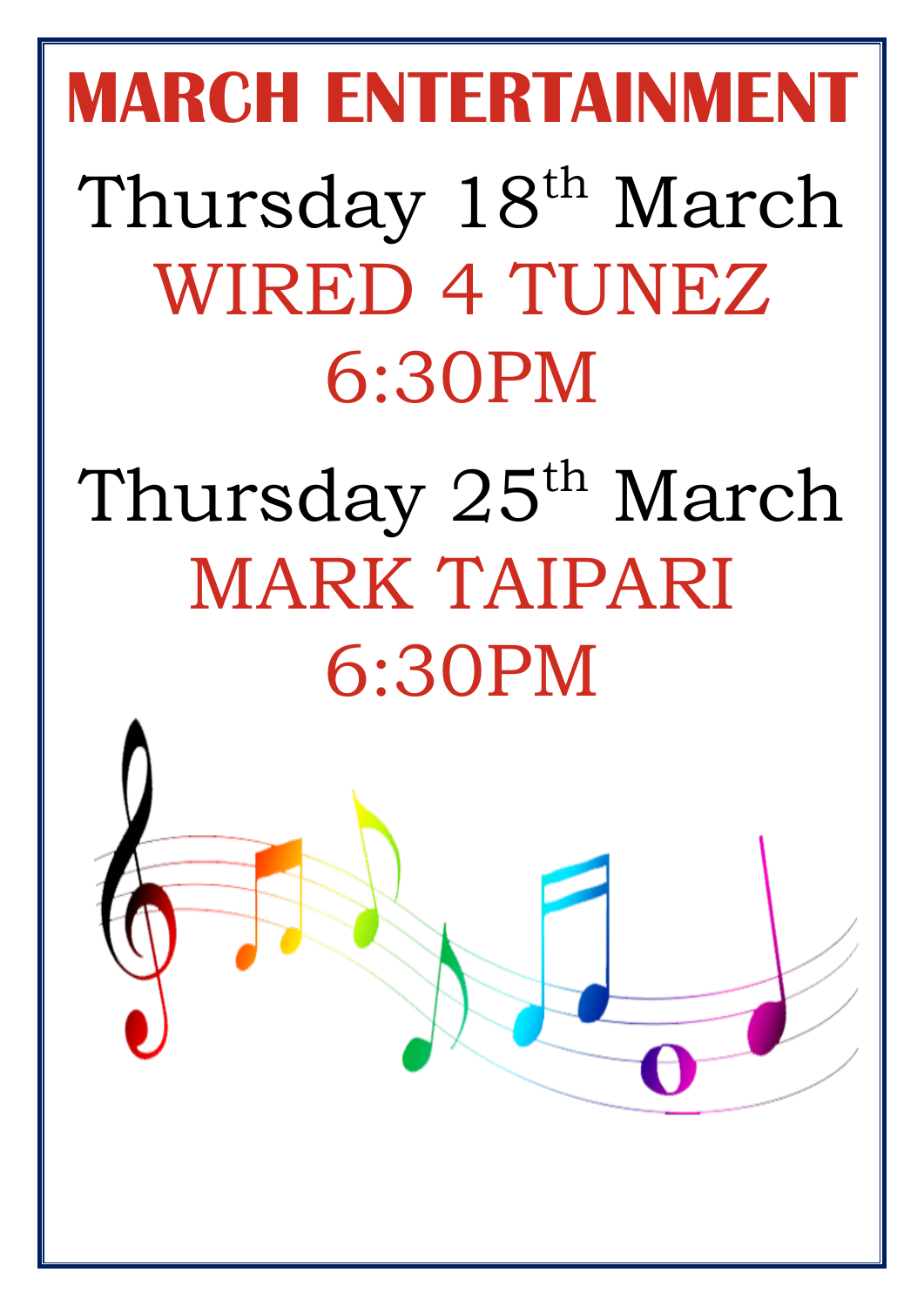# MARCH ENTERTAINMENT

Thursday 18th March

WIRED 4 TUNEZ

6:30PM

Thursday 25th March

MARK TAIPARI

6:30PM